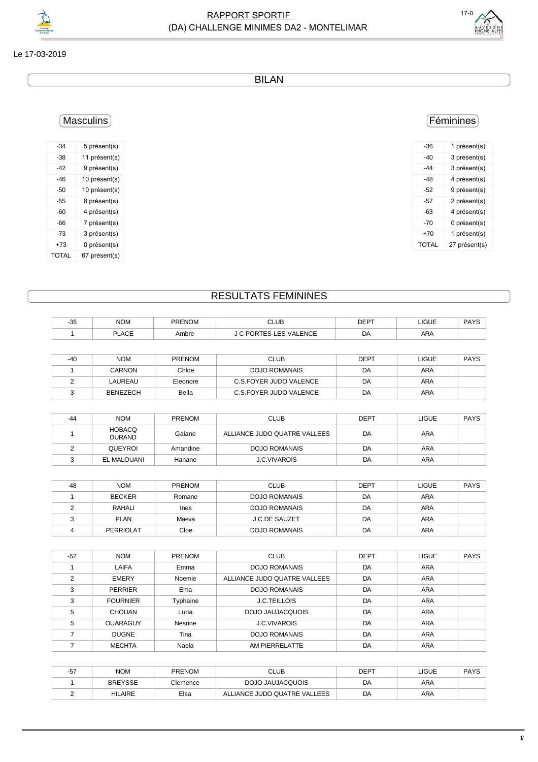# RAPPORT SPORTIF
## (DA) CHALLENGE MINIMES DA2 - MONTELIMAR

Le 17-03-2019

## BILAN

### Masculins

| | |
|---|---|
| -34 | 5 présent(s) |
| -38 | 11 présent(s) |
| -42 | 9 présent(s) |
| -46 | 10 présent(s) |
| -50 | 10 présent(s) |
| -55 | 8 présent(s) |
| -60 | 4 présent(s) |
| -66 | 7 présent(s) |
| -73 | 3 présent(s) |
| +73 | 0 présent(s) |
| TOTAL | 67 présent(s) |

### Féminines

| | |
|---|---|
| -36 | 1 présent(s) |
| -40 | 3 présent(s) |
| -44 | 3 présent(s) |
| -48 | 4 présent(s) |
| -52 | 9 présent(s) |
| -57 | 2 présent(s) |
| -63 | 4 présent(s) |
| -70 | 0 présent(s) |
| +70 | 1 présent(s) |
| TOTAL | 27 présent(s) |

## RESULTATS FEMININES

| -36 | NOM | PRENOM | CLUB | DEPT | LIGUE | PAYS |
|---|---|---|---|---|---|---|
| 1 | PLACE | Ambre | J C PORTES-LES-VALENCE | DA | ARA | |

| -40 | NOM | PRENOM | CLUB | DEPT | LIGUE | PAYS |
|---|---|---|---|---|---|---|
| 1 | CARNON | Chloe | DOJO ROMANAIS | DA | ARA | |
| 2 | LAUREAU | Eleonore | C.S.FOYER JUDO VALENCE | DA | ARA | |
| 3 | BENEZECH | Bella | C.S.FOYER JUDO VALENCE | DA | ARA | |

| -44 | NOM | PRENOM | CLUB | DEPT | LIGUE | PAYS |
|---|---|---|---|---|---|---|
| 1 | HOBACQ DURAND | Galane | ALLIANCE JUDO QUATRE VALLEES | DA | ARA | |
| 2 | QUEYROI | Amandine | DOJO ROMANAIS | DA | ARA | |
| 3 | EL MALOUANI | Hanane | J.C.VIVAROIS | DA | ARA | |

| -48 | NOM | PRENOM | CLUB | DEPT | LIGUE | PAYS |
|---|---|---|---|---|---|---|
| 1 | BECKER | Romane | DOJO ROMANAIS | DA | ARA | |
| 2 | RAHALI | Ines | DOJO ROMANAIS | DA | ARA | |
| 3 | PLAN | Maeva | J.C.DE SAUZET | DA | ARA | |
| 4 | PERRIOLAT | Cloe | DOJO ROMANAIS | DA | ARA | |

| -52 | NOM | PRENOM | CLUB | DEPT | LIGUE | PAYS |
|---|---|---|---|---|---|---|
| 1 | LAIFA | Emma | DOJO ROMANAIS | DA | ARA | |
| 2 | EMERY | Noemie | ALLIANCE JUDO QUATRE VALLEES | DA | ARA | |
| 3 | PERRIER | Ema | DOJO ROMANAIS | DA | ARA | |
| 3 | FOURNIER | Typhaine | J.C.TEILLOIS | DA | ARA | |
| 5 | CHOUAN | Luna | DOJO JAUJACQUOIS | DA | ARA | |
| 5 | OUARAGUY | Nesrine | J.C.VIVAROIS | DA | ARA | |
| 7 | DUGNE | Tina | DOJO ROMANAIS | DA | ARA | |
| 7 | MECHTA | Naela | AM PIERRELATTE | DA | ARA | |

| -57 | NOM | PRENOM | CLUB | DEPT | LIGUE | PAYS |
|---|---|---|---|---|---|---|
| 1 | BREYSSE | Clemence | DOJO JAUJACQUOIS | DA | ARA | |
| 2 | HILAIRE | Elsa | ALLIANCE JUDO QUATRE VALLEES | DA | ARA | |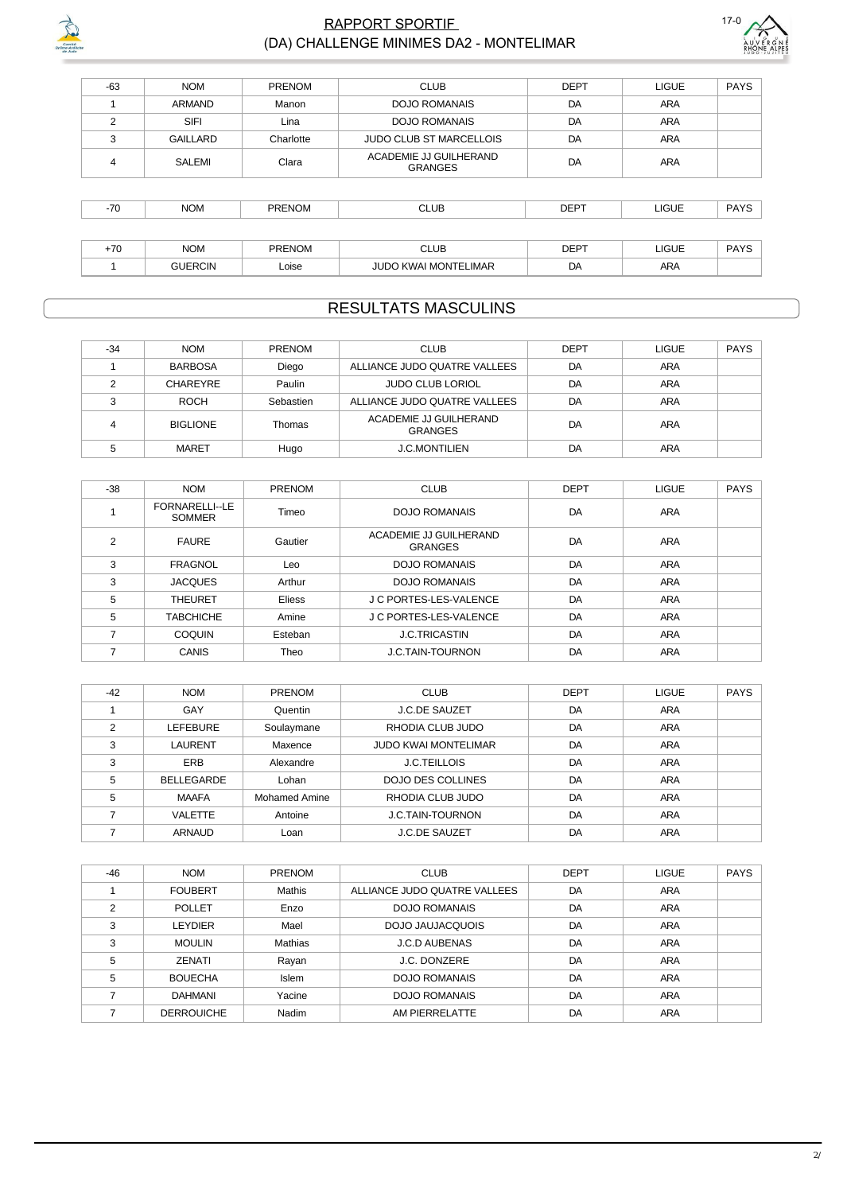| -63 | NOM | PRENOM | CLUB | DEPT | LIGUE | PAYS |
|---|---|---|---|---|---|---|
| 1 | ARMAND | Manon | DOJO ROMANAIS | DA | ARA | |
| 2 | SIFI | Lina | DOJO ROMANAIS | DA | ARA | |
| 3 | GAILLARD | Charlotte | JUDO CLUB ST MARCELLOIS | DA | ARA | |
| 4 | SALEMI | Clara | ACADEMIE JJ GUILHERAND GRANGES | DA | ARA | |

| -70 | NOM | PRENOM | CLUB | DEPT | LIGUE | PAYS |
|---|---|---|---|---|---|---|

| +70 | NOM | PRENOM | CLUB | DEPT | LIGUE | PAYS |
|---|---|---|---|---|---|---|
| 1 | GUERCIN | Loise | JUDO KWAI MONTELIMAR | DA | ARA | |

## RESULTATS MASCULINS

| -34 | NOM | PRENOM | CLUB | DEPT | LIGUE | PAYS |
|---|---|---|---|---|---|---|
| 1 | BARBOSA | Diego | ALLIANCE JUDO QUATRE VALLEES | DA | ARA | |
| 2 | CHAREYRE | Paulin | JUDO CLUB LORIOL | DA | ARA | |
| 3 | ROCH | Sebastien | ALLIANCE JUDO QUATRE VALLEES | DA | ARA | |
| 4 | BIGLIONE | Thomas | ACADEMIE JJ GUILHERAND GRANGES | DA | ARA | |
| 5 | MARET | Hugo | J.C.MONTILIEN | DA | ARA | |

| -38 | NOM | PRENOM | CLUB | DEPT | LIGUE | PAYS |
|---|---|---|---|---|---|---|
| 1 | FORNARELLI--LE SOMMER | Timeo | DOJO ROMANAIS | DA | ARA | |
| 2 | FAURE | Gautier | ACADEMIE JJ GUILHERAND GRANGES | DA | ARA | |
| 3 | FRAGNOL | Leo | DOJO ROMANAIS | DA | ARA | |
| 3 | JACQUES | Arthur | DOJO ROMANAIS | DA | ARA | |
| 5 | THEURET | Eliess | J C PORTES-LES-VALENCE | DA | ARA | |
| 5 | TABCHICHE | Amine | J C PORTES-LES-VALENCE | DA | ARA | |
| 7 | COQUIN | Esteban | J.C.TRICASTIN | DA | ARA | |
| 7 | CANIS | Theo | J.C.TAIN-TOURNON | DA | ARA | |

| -42 | NOM | PRENOM | CLUB | DEPT | LIGUE | PAYS |
|---|---|---|---|---|---|---|
| 1 | GAY | Quentin | J.C.DE SAUZET | DA | ARA | |
| 2 | LEFEBURE | Soulaymane | RHODIA CLUB JUDO | DA | ARA | |
| 3 | LAURENT | Maxence | JUDO KWAI MONTELIMAR | DA | ARA | |
| 3 | ERB | Alexandre | J.C.TEILLOIS | DA | ARA | |
| 5 | BELLEGARDE | Lohan | DOJO DES COLLINES | DA | ARA | |
| 5 | MAAFA | Mohamed Amine | RHODIA CLUB JUDO | DA | ARA | |
| 7 | VALETTE | Antoine | J.C.TAIN-TOURNON | DA | ARA | |
| 7 | ARNAUD | Loan | J.C.DE SAUZET | DA | ARA | |

| -46 | NOM | PRENOM | CLUB | DEPT | LIGUE | PAYS |
|---|---|---|---|---|---|---|
| 1 | FOUBERT | Mathis | ALLIANCE JUDO QUATRE VALLEES | DA | ARA | |
| 2 | POLLET | Enzo | DOJO ROMANAIS | DA | ARA | |
| 3 | LEYDIER | Mael | DOJO JAUJACQUOIS | DA | ARA | |
| 3 | MOULIN | Mathias | J.C.D AUBENAS | DA | ARA | |
| 5 | ZENATI | Rayan | J.C. DONZERE | DA | ARA | |
| 5 | BOUECHA | Islem | DOJO ROMANAIS | DA | ARA | |
| 7 | DAHMANI | Yacine | DOJO ROMANAIS | DA | ARA | |
| 7 | DERROUICHE | Nadim | AM PIERRELATTE | DA | ARA | |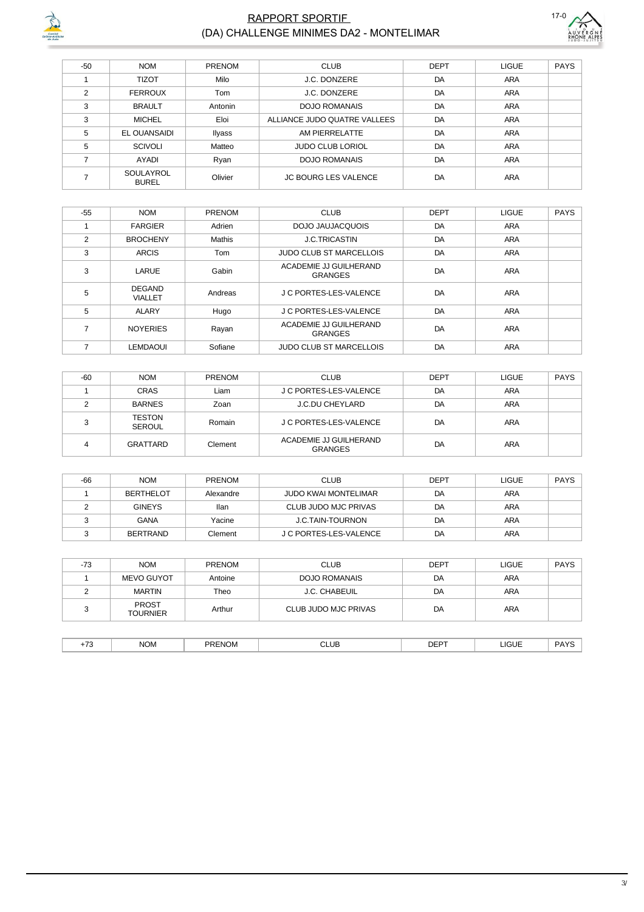# RAPPORT SPORTIF
## (DA) CHALLENGE MINIMES DA2 - MONTELIMAR

| -50 | NOM | PRENOM | CLUB | DEPT | LIGUE | PAYS |
|---|---|---|---|---|---|---|
| 1 | TIZOT | Milo | J.C. DONZERE | DA | ARA | |
| 2 | FERROUX | Tom | J.C. DONZERE | DA | ARA | |
| 3 | BRAULT | Antonin | DOJO ROMANAIS | DA | ARA | |
| 3 | MICHEL | Eloi | ALLIANCE JUDO QUATRE VALLEES | DA | ARA | |
| 5 | EL OUANSAIDI | Ilyass | AM PIERRELATTE | DA | ARA | |
| 5 | SCIVOLI | Matteo | JUDO CLUB LORIOL | DA | ARA | |
| 7 | AYADI | Ryan | DOJO ROMANAIS | DA | ARA | |
| 7 | SOULAYROL BUREL | Olivier | JC BOURG LES VALENCE | DA | ARA | |

| -55 | NOM | PRENOM | CLUB | DEPT | LIGUE | PAYS |
|---|---|---|---|---|---|---|
| 1 | FARGIER | Adrien | DOJO JAUJACQUOIS | DA | ARA | |
| 2 | BROCHENY | Mathis | J.C.TRICASTIN | DA | ARA | |
| 3 | ARCIS | Tom | JUDO CLUB ST MARCELLOIS | DA | ARA | |
| 3 | LARUE | Gabin | ACADEMIE JJ GUILHERAND GRANGES | DA | ARA | |
| 5 | DEGAND VIALLET | Andreas | J C PORTES-LES-VALENCE | DA | ARA | |
| 5 | ALARY | Hugo | J C PORTES-LES-VALENCE | DA | ARA | |
| 7 | NOYERIES | Rayan | ACADEMIE JJ GUILHERAND GRANGES | DA | ARA | |
| 7 | LEMDAOUI | Sofiane | JUDO CLUB ST MARCELLOIS | DA | ARA | |

| -60 | NOM | PRENOM | CLUB | DEPT | LIGUE | PAYS |
|---|---|---|---|---|---|---|
| 1 | CRAS | Liam | J C PORTES-LES-VALENCE | DA | ARA | |
| 2 | BARNES | Zoan | J.C.DU CHEYLARD | DA | ARA | |
| 3 | TESTON SEROUL | Romain | J C PORTES-LES-VALENCE | DA | ARA | |
| 4 | GRATTARD | Clement | ACADEMIE JJ GUILHERAND GRANGES | DA | ARA | |

| -66 | NOM | PRENOM | CLUB | DEPT | LIGUE | PAYS |
|---|---|---|---|---|---|---|
| 1 | BERTHELOT | Alexandre | JUDO KWAI MONTELIMAR | DA | ARA | |
| 2 | GINEYS | Ilan | CLUB JUDO MJC PRIVAS | DA | ARA | |
| 3 | GANA | Yacine | J.C.TAIN-TOURNON | DA | ARA | |
| 3 | BERTRAND | Clement | J C PORTES-LES-VALENCE | DA | ARA | |

| -73 | NOM | PRENOM | CLUB | DEPT | LIGUE | PAYS |
|---|---|---|---|---|---|---|
| 1 | MEVO GUYOT | Antoine | DOJO ROMANAIS | DA | ARA | |
| 2 | MARTIN | Theo | J.C. CHABEUIL | DA | ARA | |
| 3 | PROST TOURNIER | Arthur | CLUB JUDO MJC PRIVAS | DA | ARA | |

| +73 | NOM | PRENOM | CLUB | DEPT | LIGUE | PAYS |
|---|---|---|---|---|---|---|